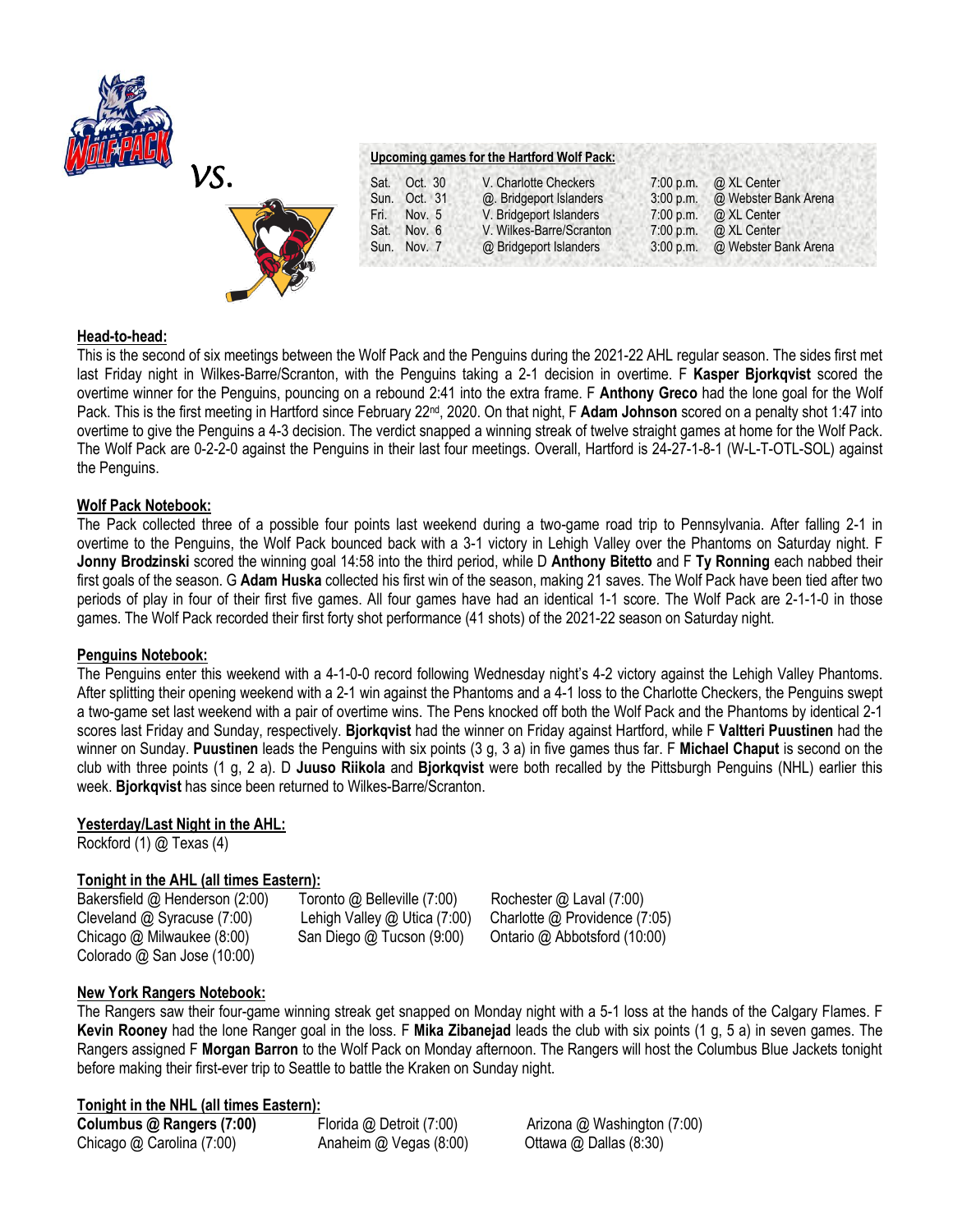vs.

**Upcoming games for the Hartford Wolf Pack:**

| | | | | |
|---|---|---|---|---|
| Sat. | Oct. 30 | V. Charlotte Checkers | 7:00 p.m. | @ XL Center |
| Sun. | Oct. 31 | @. Bridgeport Islanders | 3:00 p.m. | @ Webster Bank Arena |
| Fri. | Nov. 5 | V. Bridgeport Islanders | 7:00 p.m. | @ XL Center |
| Sat. | Nov. 6 | V. Wilkes-Barre/Scranton | 7:00 p.m. | @ XL Center |
| Sun. | Nov. 7 | @ Bridgeport Islanders | 3:00 p.m. | @ Webster Bank Arena |

## Head-to-head:

This is the second of six meetings between the Wolf Pack and the Penguins during the 2021-22 AHL regular season. The sides first met last Friday night in Wilkes-Barre/Scranton, with the Penguins taking a 2-1 decision in overtime. F **Kasper Bjorkqvist** scored the overtime winner for the Penguins, pouncing on a rebound 2:41 into the extra frame. F **Anthony Greco** had the lone goal for the Wolf Pack. This is the first meeting in Hartford since February 22nd, 2020. On that night, F **Adam Johnson** scored on a penalty shot 1:47 into overtime to give the Penguins a 4-3 decision. The verdict snapped a winning streak of twelve straight games at home for the Wolf Pack. The Wolf Pack are 0-2-2-0 against the Penguins in their last four meetings. Overall, Hartford is 24-27-1-8-1 (W-L-T-OTL-SOL) against the Penguins.

## Wolf Pack Notebook:

The Pack collected three of a possible four points last weekend during a two-game road trip to Pennsylvania. After falling 2-1 in overtime to the Penguins, the Wolf Pack bounced back with a 3-1 victory in Lehigh Valley over the Phantoms on Saturday night. F **Jonny Brodzinski** scored the winning goal 14:58 into the third period, while D **Anthony Bitetto** and F **Ty Ronning** each nabbed their first goals of the season. G **Adam Huska** collected his first win of the season, making 21 saves. The Wolf Pack have been tied after two periods of play in four of their first five games. All four games have had an identical 1-1 score. The Wolf Pack are 2-1-1-0 in those games. The Wolf Pack recorded their first forty shot performance (41 shots) of the 2021-22 season on Saturday night.

## Penguins Notebook:

The Penguins enter this weekend with a 4-1-0-0 record following Wednesday night's 4-2 victory against the Lehigh Valley Phantoms. After splitting their opening weekend with a 2-1 win against the Phantoms and a 4-1 loss to the Charlotte Checkers, the Penguins swept a two-game set last weekend with a pair of overtime wins. The Pens knocked off both the Wolf Pack and the Phantoms by identical 2-1 scores last Friday and Sunday, respectively. **Bjorkqvist** had the winner on Friday against Hartford, while F **Valtteri Puustinen** had the winner on Sunday. **Puustinen** leads the Penguins with six points (3 g, 3 a) in five games thus far. F **Michael Chaput** is second on the club with three points (1 g, 2 a). D **Juuso Riikola** and **Bjorkqvist** were both recalled by the Pittsburgh Penguins (NHL) earlier this week. **Bjorkqvist** has since been returned to Wilkes-Barre/Scranton.

## Yesterday/Last Night in the AHL:

Rockford (1) @ Texas (4)

## Tonight in the AHL (all times Eastern):

| | | |
|---|---|---|
| Bakersfield @ Henderson (2:00) | Toronto @ Belleville (7:00) | Rochester @ Laval (7:00) |
| Cleveland @ Syracuse (7:00) | Lehigh Valley @ Utica (7:00) | Charlotte @ Providence (7:05) |
| Chicago @ Milwaukee (8:00) | San Diego @ Tucson (9:00) | Ontario @ Abbotsford (10:00) |
| Colorado @ San Jose (10:00) | | |

## New York Rangers Notebook:

The Rangers saw their four-game winning streak get snapped on Monday night with a 5-1 loss at the hands of the Calgary Flames. F **Kevin Rooney** had the lone Ranger goal in the loss. F **Mika Zibanejad** leads the club with six points (1 g, 5 a) in seven games. The Rangers assigned F **Morgan Barron** to the Wolf Pack on Monday afternoon. The Rangers will host the Columbus Blue Jackets tonight before making their first-ever trip to Seattle to battle the Kraken on Sunday night.

## Tonight in the NHL (all times Eastern):

| | | |
|---|---|---|
| **Columbus @ Rangers (7:00)** | Florida @ Detroit (7:00) | Arizona @ Washington (7:00) |
| Chicago @ Carolina (7:00) | Anaheim @ Vegas (8:00) | Ottawa @ Dallas (8:30) |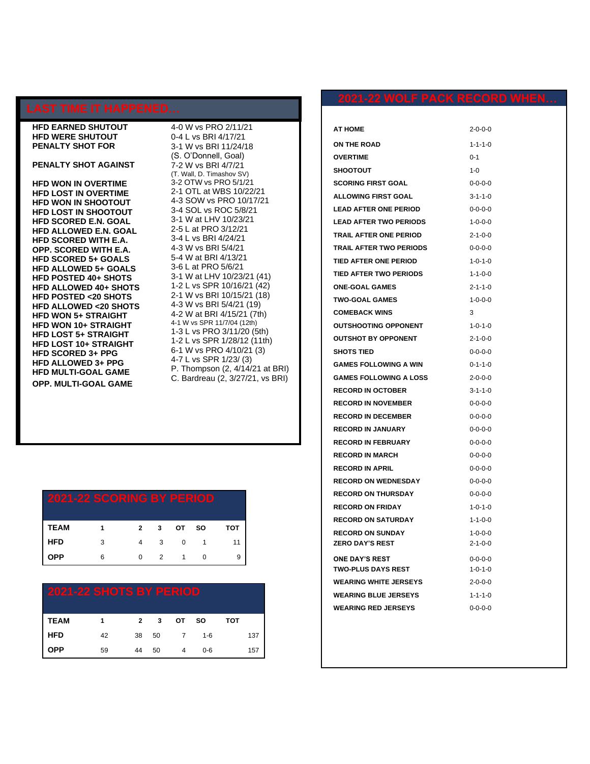## LAST TIME IT HAPPENED…

| | |
|---|---|
| HFD EARNED SHUTOUT | 4-0 W vs PRO 2/11/21 |
| HFD WERE SHUTOUT | 0-4 L vs BRI 4/17/21 |
| PENALTY SHOT FOR | 3-1 W vs BRI 11/24/18 (S. O'Donnell, Goal) |
| PENALTY SHOT AGAINST | 7-2 W vs BRI 4/7/21 (T. Wall, D. Timashov SV) |
| HFD WON IN OVERTIME | 3-2 OTW vs PRO 5/1/21 |
| HFD LOST IN OVERTIME | 2-1 OTL at WBS 10/22/21 |
| HFD WON IN SHOOTOUT | 4-3 SOW vs PRO 10/17/21 |
| HFD LOST IN SHOOTOUT | 3-4 SOL vs ROC 5/8/21 |
| HFD SCORED E.N. GOAL | 3-1 W at LHV 10/23/21 |
| HFD ALLOWED E.N. GOAL | 2-5 L at PRO 3/12/21 |
| HFD SCORED WITH E.A. | 3-4 L vs BRI 4/24/21 |
| OPP. SCORED WITH E.A. | 4-3 W vs BRI 5/4/21 |
| HFD SCORED 5+ GOALS | 5-4 W at BRI 4/13/21 |
| HFD ALLOWED 5+ GOALS | 3-6 L at PRO 5/6/21 |
| HFD POSTED 40+ SHOTS | 3-1 W at LHV 10/23/21 (41) |
| HFD ALLOWED 40+ SHOTS | 1-2 L vs SPR 10/16/21 (42) |
| HFD POSTED <20 SHOTS | 2-1 W vs BRI 10/15/21 (18) |
| HFD ALLOWED <20 SHOTS | 4-3 W vs BRI 5/4/21 (19) |
| HFD WON 5+ STRAIGHT | 4-2 W at BRI 4/15/21 (7th) |
| HFD WON 10+ STRAIGHT | 4-1 W vs SPR 11/7/04 (12th) |
| HFD LOST 5+ STRAIGHT | 1-3 L vs PRO 3/11/20 (5th) |
| HFD LOST 10+ STRAIGHT | 1-2 L vs SPR 1/28/12 (11th) |
| HFD SCORED 3+ PPG | 6-1 W vs PRO 4/10/21 (3) |
| HFD ALLOWED 3+ PPG | 4-7 L vs SPR 1/23/ (3) |
| HFD MULTI-GOAL GAME | P. Thompson (2, 4/14/21 at BRI) |
| OPP. MULTI-GOAL GAME | C. Bardreau (2, 3/27/21, vs BRI) |

## 2021-22 SCORING BY PERIOD

| TEAM | 1 | 2 | 3 | OT | SO | TOT |
|---|---|---|---|---|---|---|
| HFD | 3 | 4 | 3 | 0 | 1 | 11 |
| OPP | 6 | 0 | 2 | 1 | 0 | 9 |

## 2021-22 SHOTS BY PERIOD

| TEAM | 1 | 2 | 3 | OT | SO | TOT |
|---|---|---|---|---|---|---|
| HFD | 42 | 38 | 50 | 7 | 1-6 | 137 |
| OPP | 59 | 44 | 50 | 4 | 0-6 | 157 |

## 2021-22 WOLF PACK RECORD WHEN…

| | |
|---|---|
| AT HOME | 2-0-0-0 |
| ON THE ROAD | 1-1-1-0 |
| OVERTIME | 0-1 |
| SHOOTOUT | 1-0 |
| SCORING FIRST GOAL | 0-0-0-0 |
| ALLOWING FIRST GOAL | 3-1-1-0 |
| LEAD AFTER ONE PERIOD | 0-0-0-0 |
| LEAD AFTER TWO PERIODS | 1-0-0-0 |
| TRAIL AFTER ONE PERIOD | 2-1-0-0 |
| TRAIL AFTER TWO PERIODS | 0-0-0-0 |
| TIED AFTER ONE PERIOD | 1-0-1-0 |
| TIED AFTER TWO PERIODS | 1-1-0-0 |
| ONE-GOAL GAMES | 2-1-1-0 |
| TWO-GOAL GAMES | 1-0-0-0 |
| COMEBACK WINS | 3 |
| OUTSHOOTING OPPONENT | 1-0-1-0 |
| OUTSHOT BY OPPONENT | 2-1-0-0 |
| SHOTS TIED | 0-0-0-0 |
| GAMES FOLLOWING A WIN | 0-1-1-0 |
| GAMES FOLLOWING A LOSS | 2-0-0-0 |
| RECORD IN OCTOBER | 3-1-1-0 |
| RECORD IN NOVEMBER | 0-0-0-0 |
| RECORD IN DECEMBER | 0-0-0-0 |
| RECORD IN JANUARY | 0-0-0-0 |
| RECORD IN FEBRUARY | 0-0-0-0 |
| RECORD IN MARCH | 0-0-0-0 |
| RECORD IN APRIL | 0-0-0-0 |
| RECORD ON WEDNESDAY | 0-0-0-0 |
| RECORD ON THURSDAY | 0-0-0-0 |
| RECORD ON FRIDAY | 1-0-1-0 |
| RECORD ON SATURDAY | 1-1-0-0 |
| RECORD ON SUNDAY | 1-0-0-0 |
| ZERO DAY'S REST | 2-1-0-0 |
| ONE DAY'S REST | 0-0-0-0 |
| TWO-PLUS DAYS REST | 1-0-1-0 |
| WEARING WHITE JERSEYS | 2-0-0-0 |
| WEARING BLUE JERSEYS | 1-1-1-0 |
| WEARING RED JERSEYS | 0-0-0-0 |